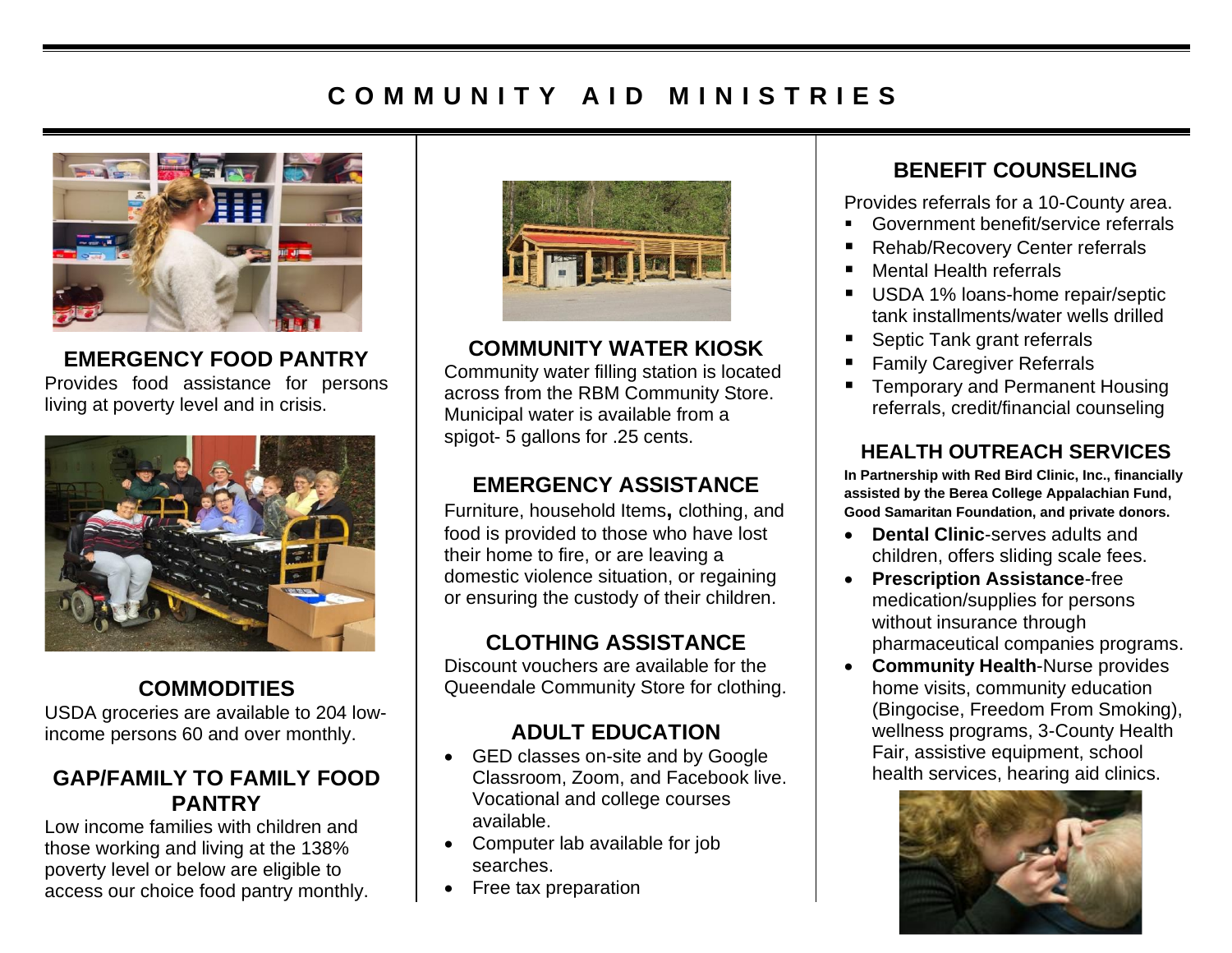# COMMUNITY AID MINISTRIES

## EMERGENCY FOOD PANTRY

Provides food assistance for persons living at poverty level and in crisis.

## COMMODITIES

USDA groceries are available to 204 low-income persons 60 and over monthly.

## GAP/FAMILY TO FAMILY FOOD PANTRY

Low income families with children and those working and living at the 138% poverty level or below are eligible to access our choice food pantry monthly.

## COMMUNITY WATER KIOSK

Community water filling station is located across from the RBM Community Store. Municipal water is available from a spigot- 5 gallons for .25 cents.

## EMERGENCY ASSISTANCE

Furniture, household Items, clothing, and food is provided to those who have lost their home to fire, or are leaving a domestic violence situation, or regaining or ensuring the custody of their children.

## CLOTHING ASSISTANCE

Discount vouchers are available for the Queendale Community Store for clothing.

## ADULT EDUCATION

- GED classes on-site and by Google Classroom, Zoom, and Facebook live. Vocational and college courses available.
- Computer lab available for job searches.
- Free tax preparation

## BENEFIT COUNSELING

Provides referrals for a 10-County area.

- Government benefit/service referrals
- Rehab/Recovery Center referrals
- Mental Health referrals
- USDA 1% loans-home repair/septic tank installments/water wells drilled
- Septic Tank grant referrals
- Family Caregiver Referrals
- Temporary and Permanent Housing referrals, credit/financial counseling

## HEALTH OUTREACH SERVICES

**In Partnership with Red Bird Clinic, Inc., financially assisted by the Berea College Appalachian Fund, Good Samaritan Foundation, and private donors.**

- **Dental Clinic**-serves adults and children, offers sliding scale fees.
- **Prescription Assistance**-free medication/supplies for persons without insurance through pharmaceutical companies programs.
- **Community Health**-Nurse provides home visits, community education (Bingocise, Freedom From Smoking), wellness programs, 3-County Health Fair, assistive equipment, school health services, hearing aid clinics.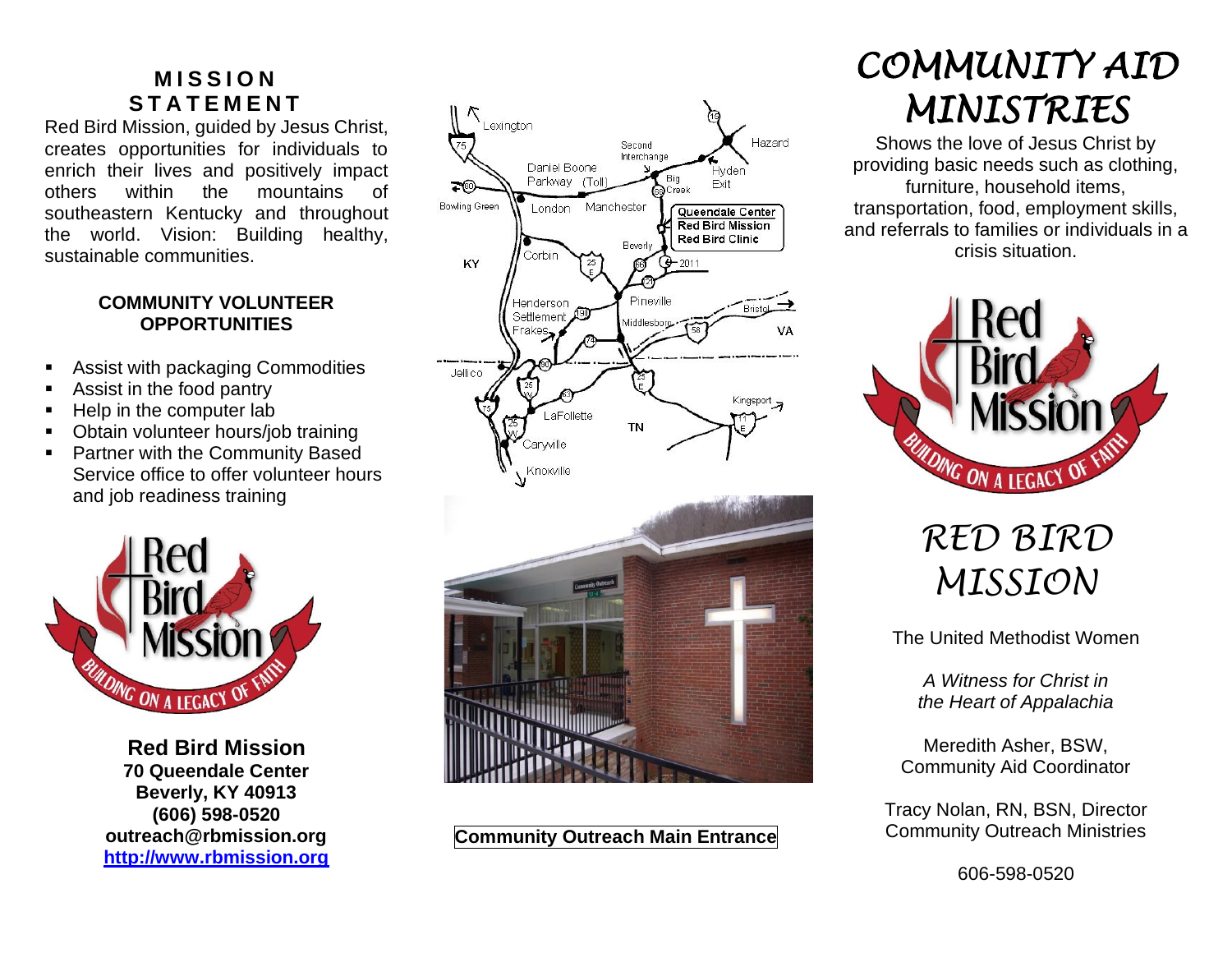## MISSION STATEMENT

Red Bird Mission, guided by Jesus Christ, creates opportunities for individuals to enrich their lives and positively impact others within the mountains of southeastern Kentucky and throughout the world. Vision: Building healthy, sustainable communities.

### COMMUNITY VOLUNTEER OPPORTUNITIES

- Assist with packaging Commodities
- Assist in the food pantry
- Help in the computer lab
- Obtain volunteer hours/job training
- Partner with the Community Based Service office to offer volunteer hours and job readiness training

**Red Bird Mission**
**70 Queendale Center**
**Beverly, KY 40913**
**(606) 598-0520**
**outreach@rbmission.org**
**http://www.rbmission.org**

Lexington
75
Second Interchange
15
Hazard
Daniel Boone Parkway (Toll)
Hyden Exit
Big Creek
80
66
Bowling Green
London
Manchester
Queendale Center
Red Bird Mission
Red Bird Clinic
Beverly
KY
Corbin
25 E
66
2011
221
Henderson Settlement
190
Pineville
Bristol
Frakes
Middlesboro
58
VA
74
90
Jellico
25 W
63
25 E
Kingsport
75
LaFollette
11 E
25 W
TN
Caryville
Knoxville

**Community Outreach Main Entrance**

# COMMUNITY AID MINISTRIES

Shows the love of Jesus Christ by providing basic needs such as clothing, furniture, household items, transportation, food, employment skills, and referrals to families or individuals in a crisis situation.

# RED BIRD MISSION

The United Methodist Women

*A Witness for Christ in the Heart of Appalachia*

Meredith Asher, BSW,
Community Aid Coordinator

Tracy Nolan, RN, BSN, Director
Community Outreach Ministries

606-598-0520